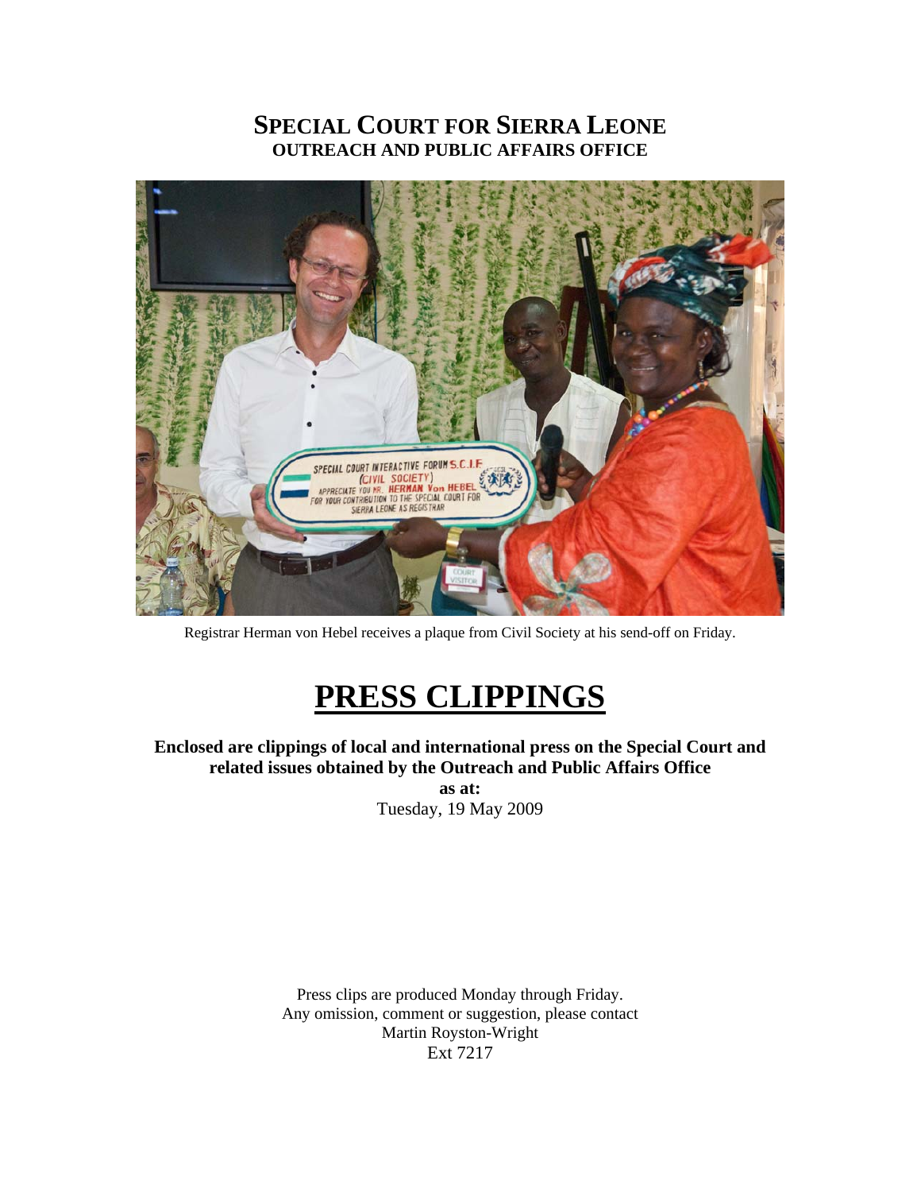# SPECIAL COURT FOR SIERRA LEONE
## OUTREACH AND PUBLIC AFFAIRS OFFICE

Registrar Herman von Hebel receives a plaque from Civil Society at his send-off on Friday.

# PRESS CLIPPINGS

**Enclosed are clippings of local and international press on the Special Court and related issues obtained by the Outreach and Public Affairs Office**

**as at:**

Tuesday, 19 May 2009

Press clips are produced Monday through Friday.
Any omission, comment or suggestion, please contact
Martin Royston-Wright
Ext 7217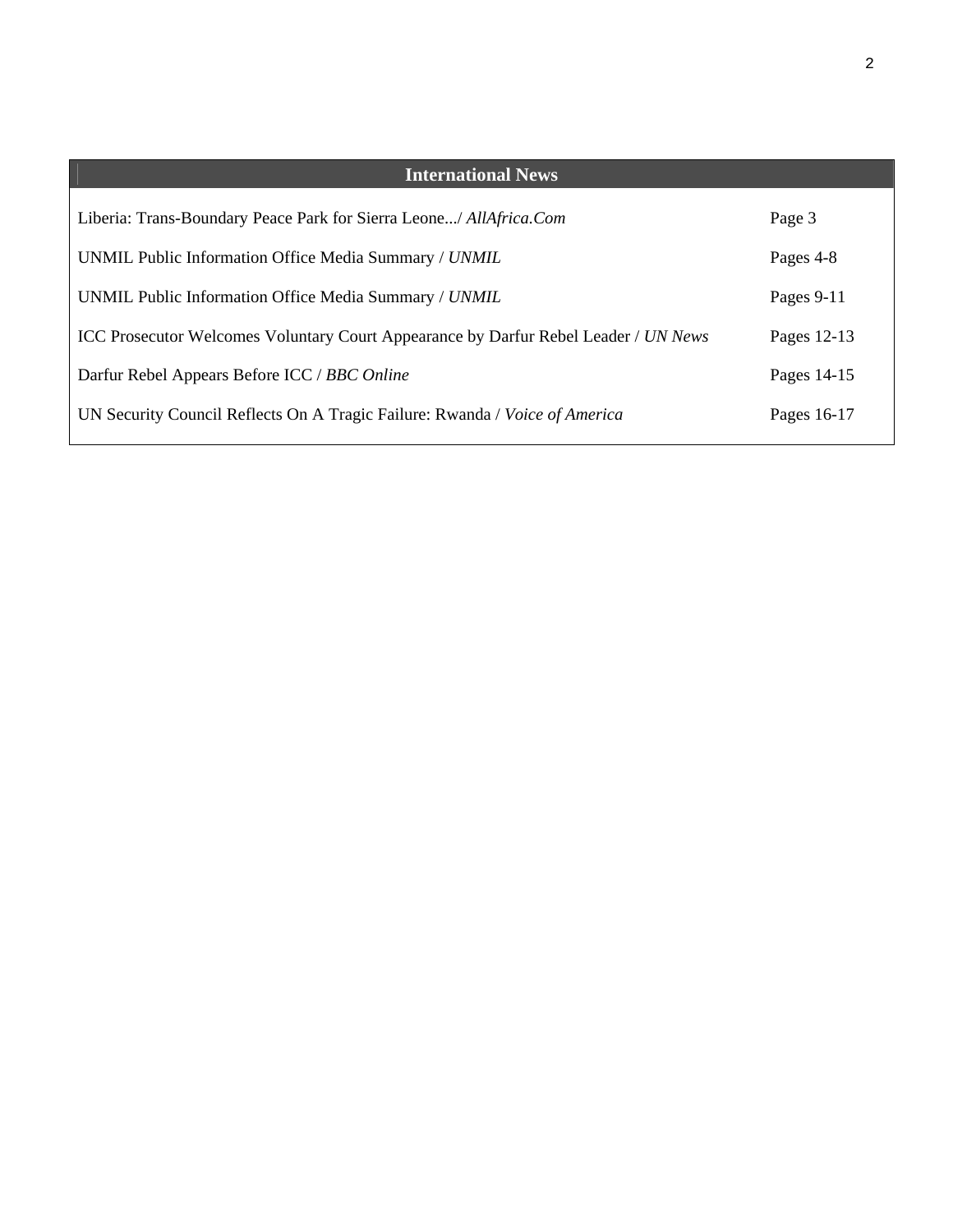## International News

| | |
|---|---|
| Liberia: Trans-Boundary Peace Park for Sierra Leone.../ *AllAfrica.Com* | Page 3 |
| UNMIL Public Information Office Media Summary / *UNMIL* | Pages 4-8 |
| UNMIL Public Information Office Media Summary / *UNMIL* | Pages 9-11 |
| ICC Prosecutor Welcomes Voluntary Court Appearance by Darfur Rebel Leader / *UN News* | Pages 12-13 |
| Darfur Rebel Appears Before ICC / *BBC Online* | Pages 14-15 |
| UN Security Council Reflects On A Tragic Failure: Rwanda / *Voice of America* | Pages 16-17 |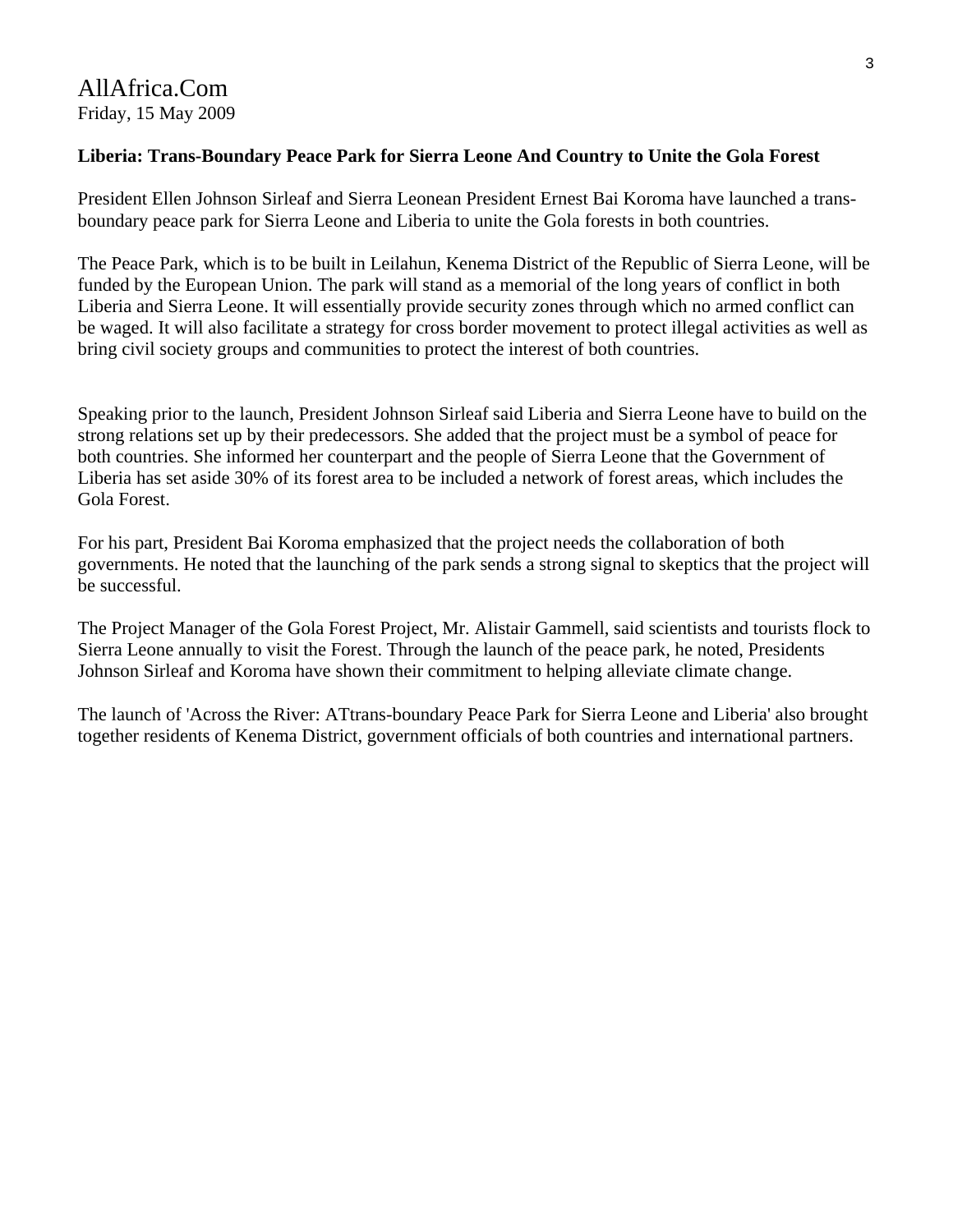AllAfrica.Com
Friday, 15 May 2009

**Liberia: Trans-Boundary Peace Park for Sierra Leone And Country to Unite the Gola Forest**

President Ellen Johnson Sirleaf and Sierra Leonean President Ernest Bai Koroma have launched a trans-boundary peace park for Sierra Leone and Liberia to unite the Gola forests in both countries.

The Peace Park, which is to be built in Leilahun, Kenema District of the Republic of Sierra Leone, will be funded by the European Union. The park will stand as a memorial of the long years of conflict in both Liberia and Sierra Leone. It will essentially provide security zones through which no armed conflict can be waged. It will also facilitate a strategy for cross border movement to protect illegal activities as well as bring civil society groups and communities to protect the interest of both countries.

Speaking prior to the launch, President Johnson Sirleaf said Liberia and Sierra Leone have to build on the strong relations set up by their predecessors. She added that the project must be a symbol of peace for both countries. She informed her counterpart and the people of Sierra Leone that the Government of Liberia has set aside 30% of its forest area to be included a network of forest areas, which includes the Gola Forest.

For his part, President Bai Koroma emphasized that the project needs the collaboration of both governments. He noted that the launching of the park sends a strong signal to skeptics that the project will be successful.

The Project Manager of the Gola Forest Project, Mr. Alistair Gammell, said scientists and tourists flock to Sierra Leone annually to visit the Forest. Through the launch of the peace park, he noted, Presidents Johnson Sirleaf and Koroma have shown their commitment to helping alleviate climate change.

The launch of 'Across the River: ATtrans-boundary Peace Park for Sierra Leone and Liberia' also brought together residents of Kenema District, government officials of both countries and international partners.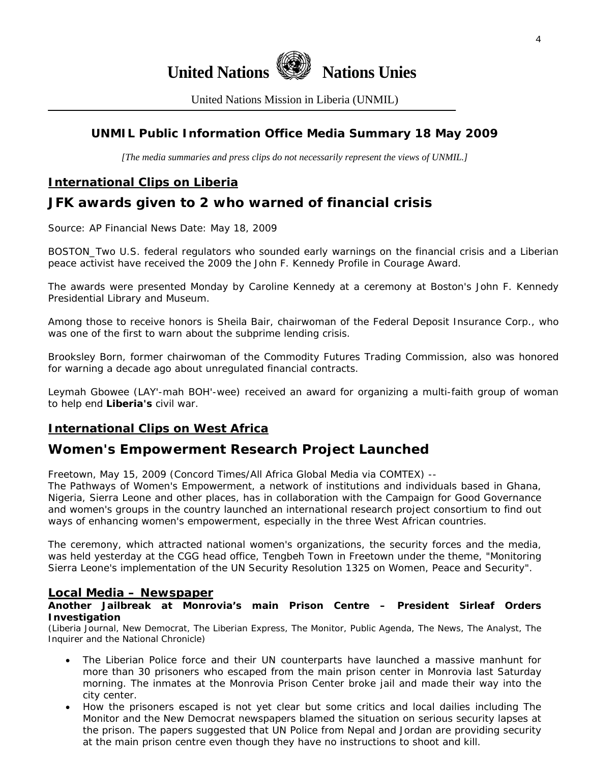**United Nations** **Nations Unies**

United Nations Mission in Liberia (UNMIL)

## UNMIL Public Information Office Media Summary 18 May 2009

*[The media summaries and press clips do not necessarily represent the views of UNMIL.]*

### International Clips on Liberia

## JFK awards given to 2 who warned of financial crisis

Source: AP Financial News Date: May 18, 2009

BOSTON_Two U.S. federal regulators who sounded early warnings on the financial crisis and a Liberian peace activist have received the 2009 the John F. Kennedy Profile in Courage Award.

The awards were presented Monday by Caroline Kennedy at a ceremony at Boston's John F. Kennedy Presidential Library and Museum.

Among those to receive honors is Sheila Bair, chairwoman of the Federal Deposit Insurance Corp., who was one of the first to warn about the subprime lending crisis.

Brooksley Born, former chairwoman of the Commodity Futures Trading Commission, also was honored for warning a decade ago about unregulated financial contracts.

Leymah Gbowee (LAY'-mah BOH'-wee) received an award for organizing a multi-faith group of woman to help end **Liberia's** civil war.

### International Clips on West Africa

## Women's Empowerment Research Project Launched

Freetown, May 15, 2009 (Concord Times/All Africa Global Media via COMTEX) --
The Pathways of Women's Empowerment, a network of institutions and individuals based in Ghana, Nigeria, Sierra Leone and other places, has in collaboration with the Campaign for Good Governance and women's groups in the country launched an international research project consortium to find out ways of enhancing women's empowerment, especially in the three West African countries.

The ceremony, which attracted national women's organizations, the security forces and the media, was held yesterday at the CGG head office, Tengbeh Town in Freetown under the theme, "Monitoring Sierra Leone's implementation of the UN Security Resolution 1325 on Women, Peace and Security".

### Local Media – Newspaper

**Another Jailbreak at Monrovia's main Prison Centre – President Sirleaf Orders Investigation**

(Liberia Journal, New Democrat, The Liberian Express, The Monitor, Public Agenda, The News, The Analyst, The Inquirer and the National Chronicle)

- The Liberian Police force and their UN counterparts have launched a massive manhunt for more than 30 prisoners who escaped from the main prison center in Monrovia last Saturday morning. The inmates at the Monrovia Prison Center broke jail and made their way into the city center.
- How the prisoners escaped is not yet clear but some critics and local dailies including The Monitor and the New Democrat newspapers blamed the situation on serious security lapses at the prison. The papers suggested that UN Police from Nepal and Jordan are providing security at the main prison centre even though they have no instructions to shoot and kill.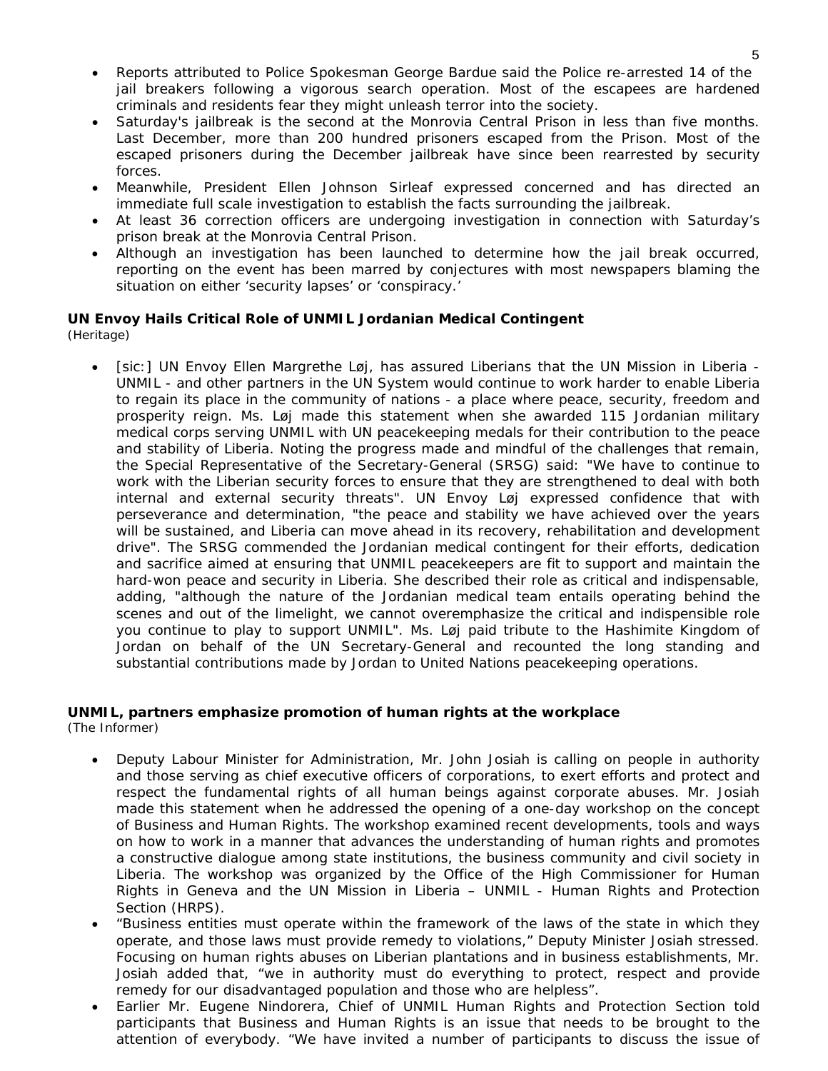- Reports attributed to Police Spokesman George Bardue said the Police re-arrested 14 of the jail breakers following a vigorous search operation. Most of the escapees are hardened criminals and residents fear they might unleash terror into the society.
- Saturday's jailbreak is the second at the Monrovia Central Prison in less than five months. Last December, more than 200 hundred prisoners escaped from the Prison. Most of the escaped prisoners during the December jailbreak have since been rearrested by security forces.
- Meanwhile, President Ellen Johnson Sirleaf expressed concerned and has directed an immediate full scale investigation to establish the facts surrounding the jailbreak.
- At least 36 correction officers are undergoing investigation in connection with Saturday's prison break at the Monrovia Central Prison.
- Although an investigation has been launched to determine how the jail break occurred, reporting on the event has been marred by conjectures with most newspapers blaming the situation on either 'security lapses' or 'conspiracy.'

**UN Envoy Hails Critical Role of UNMIL Jordanian Medical Contingent**
*(Heritage)*

- [sic:] UN Envoy Ellen Margrethe Løj, has assured Liberians that the UN Mission in Liberia - UNMIL - and other partners in the UN System would continue to work harder to enable Liberia to regain its place in the community of nations - a place where peace, security, freedom and prosperity reign. Ms. Løj made this statement when she awarded 115 Jordanian military medical corps serving UNMIL with UN peacekeeping medals for their contribution to the peace and stability of Liberia. Noting the progress made and mindful of the challenges that remain, the Special Representative of the Secretary-General (SRSG) said: "We have to continue to work with the Liberian security forces to ensure that they are strengthened to deal with both internal and external security threats". UN Envoy Løj expressed confidence that with perseverance and determination, "the peace and stability we have achieved over the years will be sustained, and Liberia can move ahead in its recovery, rehabilitation and development drive". The SRSG commended the Jordanian medical contingent for their efforts, dedication and sacrifice aimed at ensuring that UNMIL peacekeepers are fit to support and maintain the hard-won peace and security in Liberia. She described their role as critical and indispensable, adding, "although the nature of the Jordanian medical team entails operating behind the scenes and out of the limelight, we cannot overemphasize the critical and indispensible role you continue to play to support UNMIL". Ms. Løj paid tribute to the Hashimite Kingdom of Jordan on behalf of the UN Secretary-General and recounted the long standing and substantial contributions made by Jordan to United Nations peacekeeping operations.

**UNMIL, partners emphasize promotion of human rights at the workplace**
*(The Informer)*

- Deputy Labour Minister for Administration, Mr. John Josiah is calling on people in authority and those serving as chief executive officers of corporations, to exert efforts and protect and respect the fundamental rights of all human beings against corporate abuses. Mr. Josiah made this statement when he addressed the opening of a one-day workshop on the concept of Business and Human Rights. The workshop examined recent developments, tools and ways on how to work in a manner that advances the understanding of human rights and promotes a constructive dialogue among state institutions, the business community and civil society in Liberia. The workshop was organized by the Office of the High Commissioner for Human Rights in Geneva and the UN Mission in Liberia – UNMIL - Human Rights and Protection Section (HRPS).
- "Business entities must operate within the framework of the laws of the state in which they operate, and those laws must provide remedy to violations," Deputy Minister Josiah stressed. Focusing on human rights abuses on Liberian plantations and in business establishments, Mr. Josiah added that, "we in authority must do everything to protect, respect and provide remedy for our disadvantaged population and those who are helpless".
- Earlier Mr. Eugene Nindorera, Chief of UNMIL Human Rights and Protection Section told participants that Business and Human Rights is an issue that needs to be brought to the attention of everybody. "We have invited a number of participants to discuss the issue of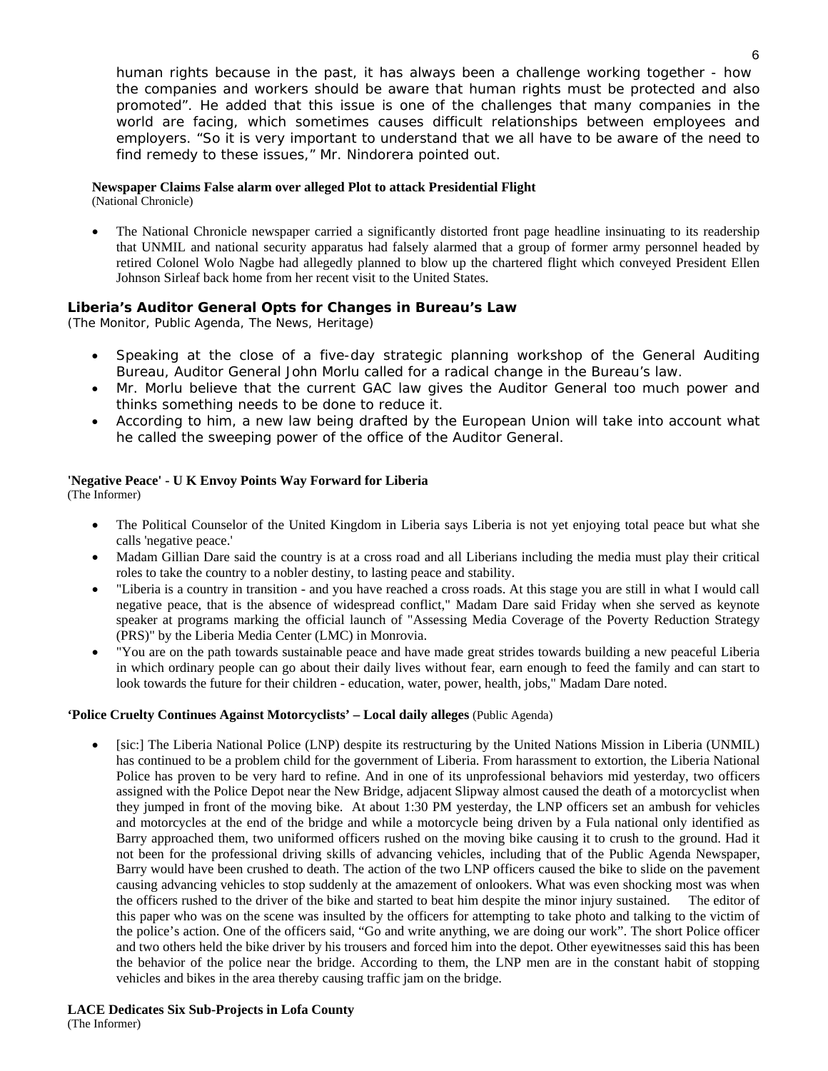human rights because in the past, it has always been a challenge working together - how the companies and workers should be aware that human rights must be protected and also promoted". He added that this issue is one of the challenges that many companies in the world are facing, which sometimes causes difficult relationships between employees and employers. "So it is very important to understand that we all have to be aware of the need to find remedy to these issues," Mr. Nindorera pointed out.

**Newspaper Claims False alarm over alleged Plot to attack Presidential Flight**
(National Chronicle)

- The National Chronicle newspaper carried a significantly distorted front page headline insinuating to its readership that UNMIL and national security apparatus had falsely alarmed that a group of former army personnel headed by retired Colonel Wolo Nagbe had allegedly planned to blow up the chartered flight which conveyed President Ellen Johnson Sirleaf back home from her recent visit to the United States.

**Liberia's Auditor General Opts for Changes in Bureau's Law**
*(The Monitor, Public Agenda, The News, Heritage)*

- Speaking at the close of a five-day strategic planning workshop of the General Auditing Bureau, Auditor General John Morlu called for a radical change in the Bureau's law.
- Mr. Morlu believe that the current GAC law gives the Auditor General too much power and thinks something needs to be done to reduce it.
- According to him, a new law being drafted by the European Union will take into account what he called the sweeping power of the office of the Auditor General.

**'Negative Peace' - U K Envoy Points Way Forward for Liberia**
(The Informer)

- The Political Counselor of the United Kingdom in Liberia says Liberia is not yet enjoying total peace but what she calls 'negative peace.'
- Madam Gillian Dare said the country is at a cross road and all Liberians including the media must play their critical roles to take the country to a nobler destiny, to lasting peace and stability.
- "Liberia is a country in transition - and you have reached a cross roads. At this stage you are still in what I would call negative peace, that is the absence of widespread conflict," Madam Dare said Friday when she served as keynote speaker at programs marking the official launch of "Assessing Media Coverage of the Poverty Reduction Strategy (PRS)" by the Liberia Media Center (LMC) in Monrovia.
- "You are on the path towards sustainable peace and have made great strides towards building a new peaceful Liberia in which ordinary people can go about their daily lives without fear, earn enough to feed the family and can start to look towards the future for their children - education, water, power, health, jobs," Madam Dare noted.

**'Police Cruelty Continues Against Motorcyclists' – Local daily alleges** (Public Agenda)

- [sic:] The Liberia National Police (LNP) despite its restructuring by the United Nations Mission in Liberia (UNMIL) has continued to be a problem child for the government of Liberia. From harassment to extortion, the Liberia National Police has proven to be very hard to refine. And in one of its unprofessional behaviors mid yesterday, two officers assigned with the Police Depot near the New Bridge, adjacent Slipway almost caused the death of a motorcyclist when they jumped in front of the moving bike. At about 1:30 PM yesterday, the LNP officers set an ambush for vehicles and motorcycles at the end of the bridge and while a motorcycle being driven by a Fula national only identified as Barry approached them, two uniformed officers rushed on the moving bike causing it to crush to the ground. Had it not been for the professional driving skills of advancing vehicles, including that of the Public Agenda Newspaper, Barry would have been crushed to death. The action of the two LNP officers caused the bike to slide on the pavement causing advancing vehicles to stop suddenly at the amazement of onlookers. What was even shocking most was when the officers rushed to the driver of the bike and started to beat him despite the minor injury sustained. The editor of this paper who was on the scene was insulted by the officers for attempting to take photo and talking to the victim of the police's action. One of the officers said, "Go and write anything, we are doing our work". The short Police officer and two others held the bike driver by his trousers and forced him into the depot. Other eyewitnesses said this has been the behavior of the police near the bridge. According to them, the LNP men are in the constant habit of stopping vehicles and bikes in the area thereby causing traffic jam on the bridge.

**LACE Dedicates Six Sub-Projects in Lofa County**
(The Informer)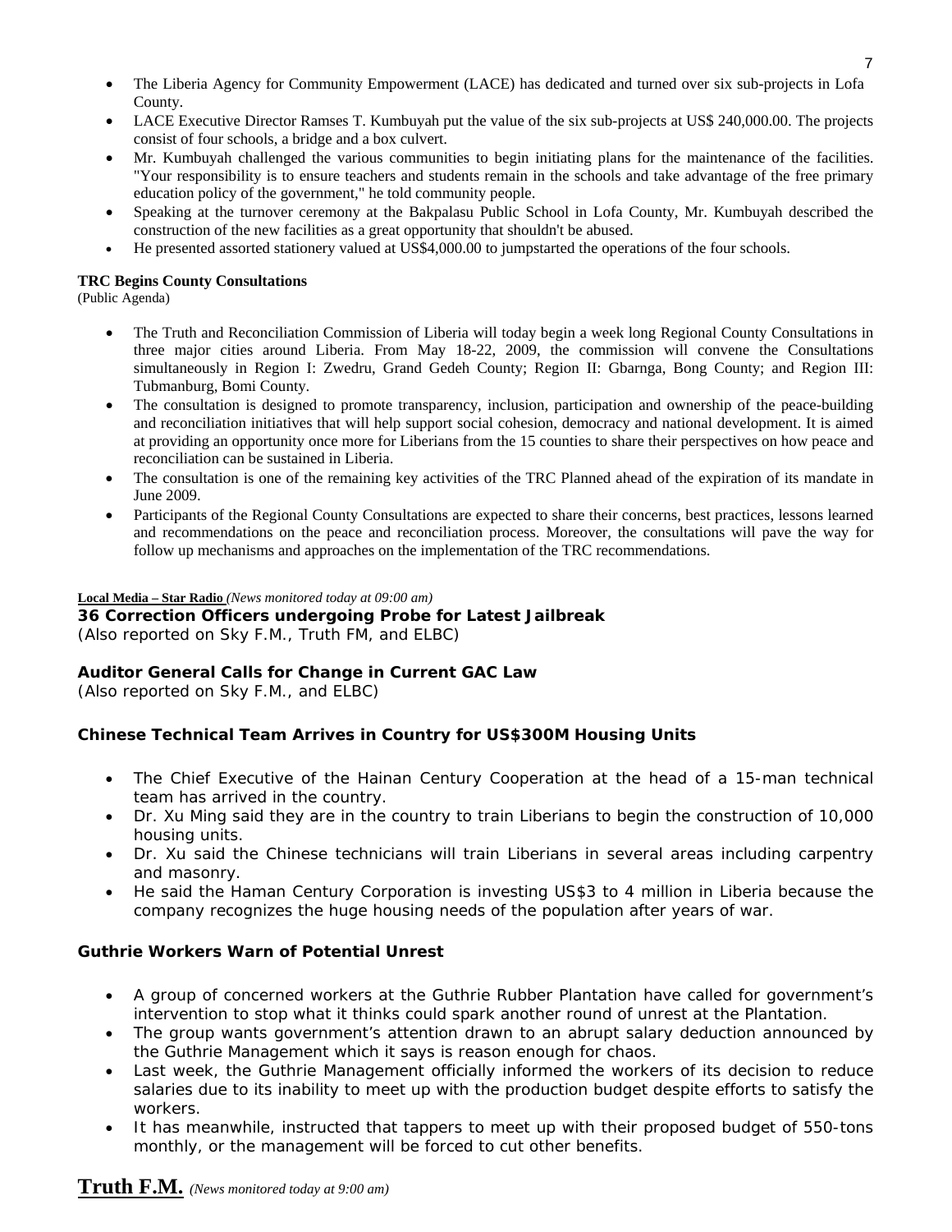- The Liberia Agency for Community Empowerment (LACE) has dedicated and turned over six sub-projects in Lofa County.
- LACE Executive Director Ramses T. Kumbuyah put the value of the six sub-projects at US$ 240,000.00. The projects consist of four schools, a bridge and a box culvert.
- Mr. Kumbuyah challenged the various communities to begin initiating plans for the maintenance of the facilities. "Your responsibility is to ensure teachers and students remain in the schools and take advantage of the free primary education policy of the government," he told community people.
- Speaking at the turnover ceremony at the Bakpalasu Public School in Lofa County, Mr. Kumbuyah described the construction of the new facilities as a great opportunity that shouldn't be abused.
- He presented assorted stationery valued at US$4,000.00 to jumpstarted the operations of the four schools.

**TRC Begins County Consultations**
(Public Agenda)

- The Truth and Reconciliation Commission of Liberia will today begin a week long Regional County Consultations in three major cities around Liberia. From May 18-22, 2009, the commission will convene the Consultations simultaneously in Region I: Zwedru, Grand Gedeh County; Region II: Gbarnga, Bong County; and Region III: Tubmanburg, Bomi County.
- The consultation is designed to promote transparency, inclusion, participation and ownership of the peace-building and reconciliation initiatives that will help support social cohesion, democracy and national development. It is aimed at providing an opportunity once more for Liberians from the 15 counties to share their perspectives on how peace and reconciliation can be sustained in Liberia.
- The consultation is one of the remaining key activities of the TRC Planned ahead of the expiration of its mandate in June 2009.
- Participants of the Regional County Consultations are expected to share their concerns, best practices, lessons learned and recommendations on the peace and reconciliation process. Moreover, the consultations will pave the way for follow up mechanisms and approaches on the implementation of the TRC recommendations.

**Local Media – Star Radio** *(News monitored today at 09:00 am)*

**36 Correction Officers undergoing Probe for Latest Jailbreak**
*(Also reported on Sky F.M., Truth FM, and ELBC)*

**Auditor General Calls for Change in Current GAC Law**
*(Also reported on Sky F.M., and ELBC)*

**Chinese Technical Team Arrives in Country for US$300M Housing Units**

- The Chief Executive of the Hainan Century Cooperation at the head of a 15-man technical team has arrived in the country.
- Dr. Xu Ming said they are in the country to train Liberians to begin the construction of 10,000 housing units.
- Dr. Xu said the Chinese technicians will train Liberians in several areas including carpentry and masonry.
- He said the Haman Century Corporation is investing US$3 to 4 million in Liberia because the company recognizes the huge housing needs of the population after years of war.

**Guthrie Workers Warn of Potential Unrest**

- A group of concerned workers at the Guthrie Rubber Plantation have called for government's intervention to stop what it thinks could spark another round of unrest at the Plantation.
- The group wants government's attention drawn to an abrupt salary deduction announced by the Guthrie Management which it says is reason enough for chaos.
- Last week, the Guthrie Management officially informed the workers of its decision to reduce salaries due to its inability to meet up with the production budget despite efforts to satisfy the workers.
- It has meanwhile, instructed that tappers to meet up with their proposed budget of 550-tons monthly, or the management will be forced to cut other benefits.

## Truth F.M. *(News monitored today at 9:00 am)*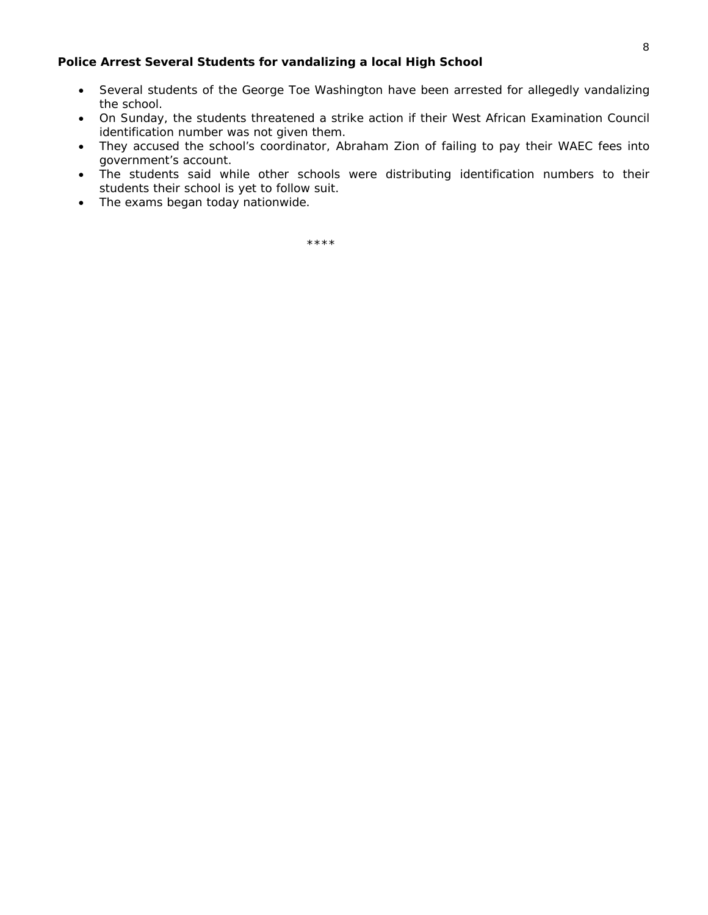**Police Arrest Several Students for vandalizing a local High School**

- Several students of the George Toe Washington have been arrested for allegedly vandalizing the school.
- On Sunday, the students threatened a strike action if their West African Examination Council identification number was not given them.
- They accused the school's coordinator, Abraham Zion of failing to pay their WAEC fees into government's account.
- The students said while other schools were distributing identification numbers to their students their school is yet to follow suit.
- The exams began today nationwide.

****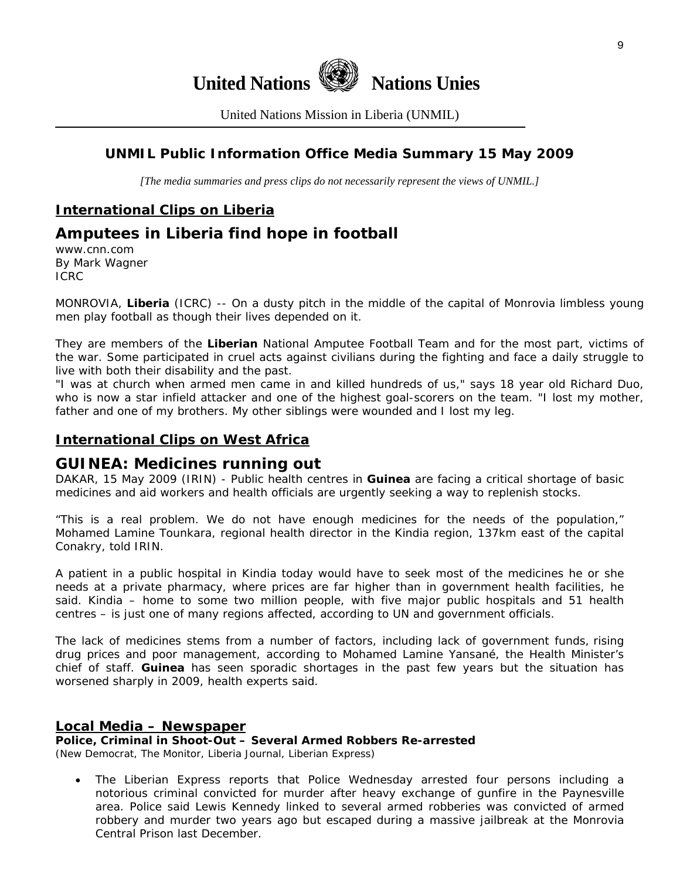# United Nations Nations Unies

United Nations Mission in Liberia (UNMIL)

## UNMIL Public Information Office Media Summary 15 May 2009

*[The media summaries and press clips do not necessarily represent the views of UNMIL.]*

### International Clips on Liberia

## Amputees in Liberia find hope in football

www.cnn.com
By Mark Wagner
ICRC

MONROVIA, **Liberia** (ICRC) -- On a dusty pitch in the middle of the capital of Monrovia limbless young men play football as though their lives depended on it.

They are members of the **Liberian** National Amputee Football Team and for the most part, victims of the war. Some participated in cruel acts against civilians during the fighting and face a daily struggle to live with both their disability and the past.

"I was at church when armed men came in and killed hundreds of us," says 18 year old Richard Duo, who is now a star infield attacker and one of the highest goal-scorers on the team. "I lost my mother, father and one of my brothers. My other siblings were wounded and I lost my leg.

### International Clips on West Africa

## GUINEA: Medicines running out

DAKAR, 15 May 2009 (IRIN) - Public health centres in **Guinea** are facing a critical shortage of basic medicines and aid workers and health officials are urgently seeking a way to replenish stocks.

"This is a real problem. We do not have enough medicines for the needs of the population," Mohamed Lamine Tounkara, regional health director in the Kindia region, 137km east of the capital Conakry, told IRIN.

A patient in a public hospital in Kindia today would have to seek most of the medicines he or she needs at a private pharmacy, where prices are far higher than in government health facilities, he said. Kindia – home to some two million people, with five major public hospitals and 51 health centres – is just one of many regions affected, according to UN and government officials.

The lack of medicines stems from a number of factors, including lack of government funds, rising drug prices and poor management, according to Mohamed Lamine Yansané, the Health Minister's chief of staff. **Guinea** has seen sporadic shortages in the past few years but the situation has worsened sharply in 2009, health experts said.

### Local Media – Newspaper

**Police, Criminal in Shoot-Out – Several Armed Robbers Re-arrested**
(New Democrat, The Monitor, Liberia Journal, Liberian Express)

- The Liberian Express reports that Police Wednesday arrested four persons including a notorious criminal convicted for murder after heavy exchange of gunfire in the Paynesville area. Police said Lewis Kennedy linked to several armed robberies was convicted of armed robbery and murder two years ago but escaped during a massive jailbreak at the Monrovia Central Prison last December.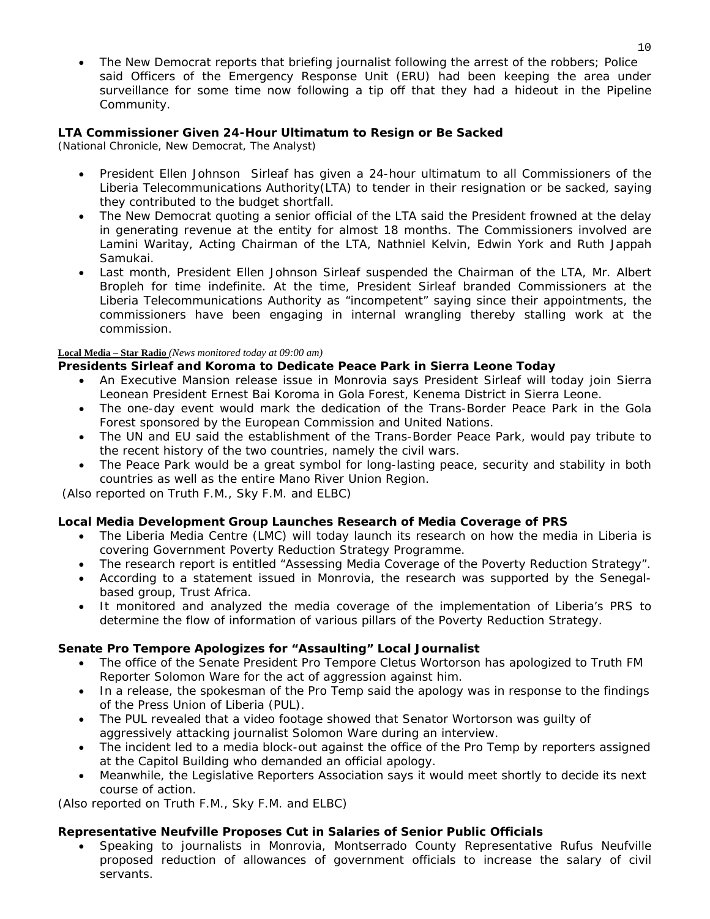- The New Democrat reports that briefing journalist following the arrest of the robbers; Police said Officers of the Emergency Response Unit (ERU) had been keeping the area under surveillance for some time now following a tip off that they had a hideout in the Pipeline Community.

**LTA Commissioner Given 24-Hour Ultimatum to Resign or Be Sacked**
(National Chronicle, New Democrat, The Analyst)

- President Ellen Johnson Sirleaf has given a 24-hour ultimatum to all Commissioners of the Liberia Telecommunications Authority(LTA) to tender in their resignation or be sacked, saying they contributed to the budget shortfall.
- The New Democrat quoting a senior official of the LTA said the President frowned at the delay in generating revenue at the entity for almost 18 months. The Commissioners involved are Lamini Waritay, Acting Chairman of the LTA, Nathniel Kelvin, Edwin York and Ruth Jappah Samukai.
- Last month, President Ellen Johnson Sirleaf suspended the Chairman of the LTA, Mr. Albert Bropleh for time indefinite. At the time, President Sirleaf branded Commissioners at the Liberia Telecommunications Authority as "incompetent" saying since their appointments, the commissioners have been engaging in internal wrangling thereby stalling work at the commission.

**Local Media – Star Radio** *(News monitored today at 09:00 am)*

**Presidents Sirleaf and Koroma to Dedicate Peace Park in Sierra Leone Today**

- An Executive Mansion release issue in Monrovia says President Sirleaf will today join Sierra Leonean President Ernest Bai Koroma in Gola Forest, Kenema District in Sierra Leone.
- The one-day event would mark the dedication of the Trans-Border Peace Park in the Gola Forest sponsored by the European Commission and United Nations.
- The UN and EU said the establishment of the Trans-Border Peace Park, would pay tribute to the recent history of the two countries, namely the civil wars.
- The Peace Park would be a great symbol for long-lasting peace, security and stability in both countries as well as the entire Mano River Union Region.

(Also reported on Truth F.M., Sky F.M. and ELBC)

**Local Media Development Group Launches Research of Media Coverage of PRS**

- The Liberia Media Centre (LMC) will today launch its research on how the media in Liberia is covering Government Poverty Reduction Strategy Programme.
- The research report is entitled "Assessing Media Coverage of the Poverty Reduction Strategy".
- According to a statement issued in Monrovia, the research was supported by the Senegal-based group, Trust Africa.
- It monitored and analyzed the media coverage of the implementation of Liberia's PRS to determine the flow of information of various pillars of the Poverty Reduction Strategy.

**Senate Pro Tempore Apologizes for "Assaulting" Local Journalist**

- The office of the Senate President Pro Tempore Cletus Wortorson has apologized to Truth FM Reporter Solomon Ware for the act of aggression against him.
- In a release, the spokesman of the Pro Temp said the apology was in response to the findings of the Press Union of Liberia (PUL).
- The PUL revealed that a video footage showed that Senator Wortorson was guilty of aggressively attacking journalist Solomon Ware during an interview.
- The incident led to a media block-out against the office of the Pro Temp by reporters assigned at the Capitol Building who demanded an official apology.
- Meanwhile, the Legislative Reporters Association says it would meet shortly to decide its next course of action.

(Also reported on Truth F.M., Sky F.M. and ELBC)

**Representative Neufville Proposes Cut in Salaries of Senior Public Officials**

- Speaking to journalists in Monrovia, Montserrado County Representative Rufus Neufville proposed reduction of allowances of government officials to increase the salary of civil servants.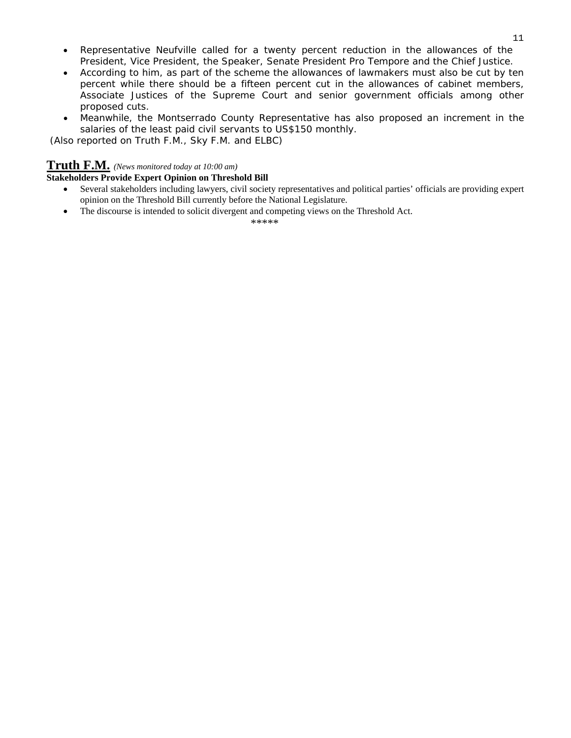- Representative Neufville called for a twenty percent reduction in the allowances of the President, Vice President, the Speaker, Senate President Pro Tempore and the Chief Justice.
- According to him, as part of the scheme the allowances of lawmakers must also be cut by ten percent while there should be a fifteen percent cut in the allowances of cabinet members, Associate Justices of the Supreme Court and senior government officials among other proposed cuts.
- Meanwhile, the Montserrado County Representative has also proposed an increment in the salaries of the least paid civil servants to US$150 monthly.

(Also reported on Truth F.M., Sky F.M. and ELBC)

## Truth F.M. *(News monitored today at 10:00 am)*

**Stakeholders Provide Expert Opinion on Threshold Bill**

- Several stakeholders including lawyers, civil society representatives and political parties' officials are providing expert opinion on the Threshold Bill currently before the National Legislature.
- The discourse is intended to solicit divergent and competing views on the Threshold Act.

*****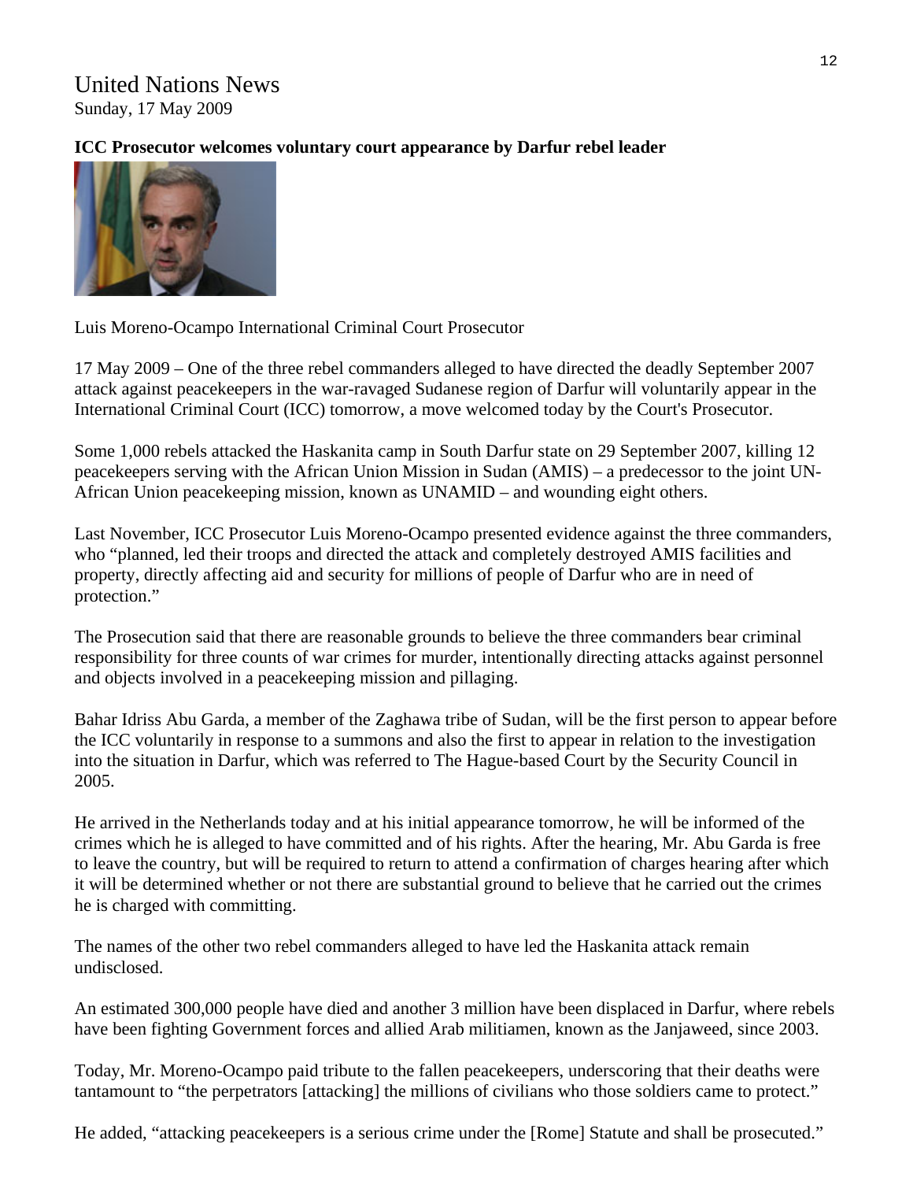# United Nations News

Sunday, 17 May 2009

**ICC Prosecutor welcomes voluntary court appearance by Darfur rebel leader**

Luis Moreno-Ocampo International Criminal Court Prosecutor

17 May 2009 – One of the three rebel commanders alleged to have directed the deadly September 2007 attack against peacekeepers in the war-ravaged Sudanese region of Darfur will voluntarily appear in the International Criminal Court (ICC) tomorrow, a move welcomed today by the Court's Prosecutor.

Some 1,000 rebels attacked the Haskanita camp in South Darfur state on 29 September 2007, killing 12 peacekeepers serving with the African Union Mission in Sudan (AMIS) – a predecessor to the joint UN-African Union peacekeeping mission, known as UNAMID – and wounding eight others.

Last November, ICC Prosecutor Luis Moreno-Ocampo presented evidence against the three commanders, who "planned, led their troops and directed the attack and completely destroyed AMIS facilities and property, directly affecting aid and security for millions of people of Darfur who are in need of protection."

The Prosecution said that there are reasonable grounds to believe the three commanders bear criminal responsibility for three counts of war crimes for murder, intentionally directing attacks against personnel and objects involved in a peacekeeping mission and pillaging.

Bahar Idriss Abu Garda, a member of the Zaghawa tribe of Sudan, will be the first person to appear before the ICC voluntarily in response to a summons and also the first to appear in relation to the investigation into the situation in Darfur, which was referred to The Hague-based Court by the Security Council in 2005.

He arrived in the Netherlands today and at his initial appearance tomorrow, he will be informed of the crimes which he is alleged to have committed and of his rights. After the hearing, Mr. Abu Garda is free to leave the country, but will be required to return to attend a confirmation of charges hearing after which it will be determined whether or not there are substantial ground to believe that he carried out the crimes he is charged with committing.

The names of the other two rebel commanders alleged to have led the Haskanita attack remain undisclosed.

An estimated 300,000 people have died and another 3 million have been displaced in Darfur, where rebels have been fighting Government forces and allied Arab militiamen, known as the Janjaweed, since 2003.

Today, Mr. Moreno-Ocampo paid tribute to the fallen peacekeepers, underscoring that their deaths were tantamount to "the perpetrators [attacking] the millions of civilians who those soldiers came to protect."

He added, "attacking peacekeepers is a serious crime under the [Rome] Statute and shall be prosecuted."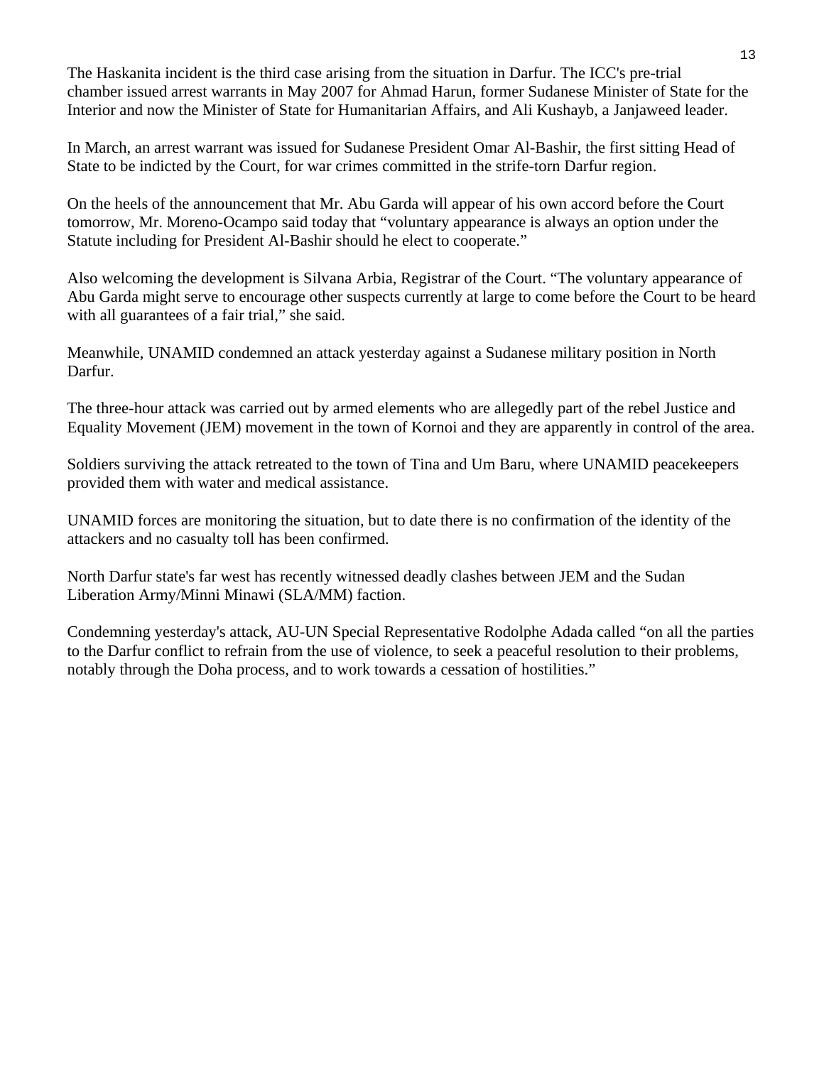The Haskanita incident is the third case arising from the situation in Darfur. The ICC's pre-trial chamber issued arrest warrants in May 2007 for Ahmad Harun, former Sudanese Minister of State for the Interior and now the Minister of State for Humanitarian Affairs, and Ali Kushayb, a Janjaweed leader.

In March, an arrest warrant was issued for Sudanese President Omar Al-Bashir, the first sitting Head of State to be indicted by the Court, for war crimes committed in the strife-torn Darfur region.

On the heels of the announcement that Mr. Abu Garda will appear of his own accord before the Court tomorrow, Mr. Moreno-Ocampo said today that "voluntary appearance is always an option under the Statute including for President Al-Bashir should he elect to cooperate."

Also welcoming the development is Silvana Arbia, Registrar of the Court. "The voluntary appearance of Abu Garda might serve to encourage other suspects currently at large to come before the Court to be heard with all guarantees of a fair trial," she said.

Meanwhile, UNAMID condemned an attack yesterday against a Sudanese military position in North Darfur.

The three-hour attack was carried out by armed elements who are allegedly part of the rebel Justice and Equality Movement (JEM) movement in the town of Kornoi and they are apparently in control of the area.

Soldiers surviving the attack retreated to the town of Tina and Um Baru, where UNAMID peacekeepers provided them with water and medical assistance.

UNAMID forces are monitoring the situation, but to date there is no confirmation of the identity of the attackers and no casualty toll has been confirmed.

North Darfur state's far west has recently witnessed deadly clashes between JEM and the Sudan Liberation Army/Minni Minawi (SLA/MM) faction.

Condemning yesterday's attack, AU-UN Special Representative Rodolphe Adada called "on all the parties to the Darfur conflict to refrain from the use of violence, to seek a peaceful resolution to their problems, notably through the Doha process, and to work towards a cessation of hostilities."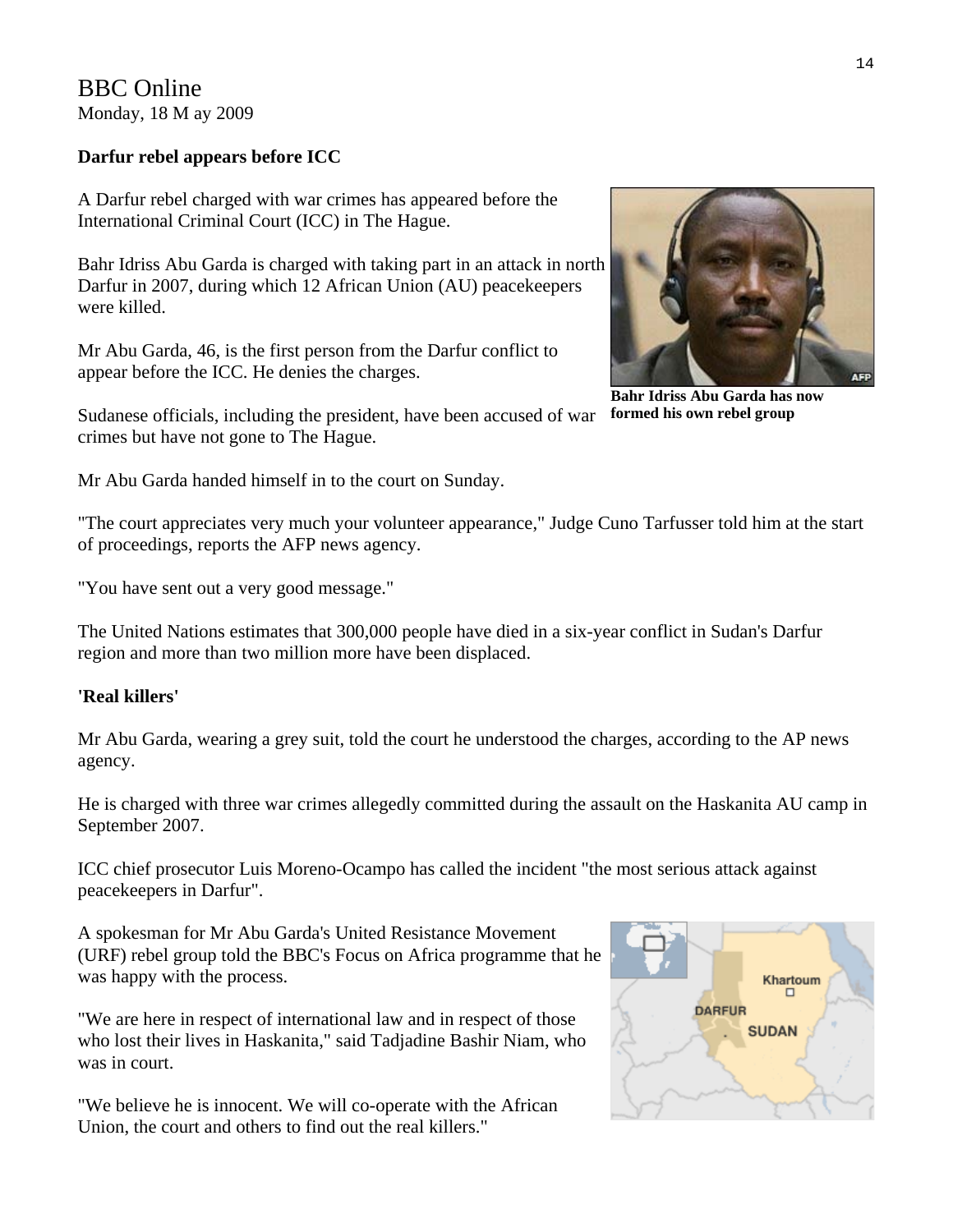BBC Online
Monday, 18 M ay 2009

**Darfur rebel appears before ICC**

A Darfur rebel charged with war crimes has appeared before the International Criminal Court (ICC) in The Hague.

Bahr Idriss Abu Garda is charged with taking part in an attack in north Darfur in 2007, during which 12 African Union (AU) peacekeepers were killed.

Mr Abu Garda, 46, is the first person from the Darfur conflict to appear before the ICC. He denies the charges.

**Bahr Idriss Abu Garda has now formed his own rebel group**

Sudanese officials, including the president, have been accused of war crimes but have not gone to The Hague.

Mr Abu Garda handed himself in to the court on Sunday.

"The court appreciates very much your volunteer appearance," Judge Cuno Tarfusser told him at the start of proceedings, reports the AFP news agency.

"You have sent out a very good message."

The United Nations estimates that 300,000 people have died in a six-year conflict in Sudan's Darfur region and more than two million more have been displaced.

**'Real killers'**

Mr Abu Garda, wearing a grey suit, told the court he understood the charges, according to the AP news agency.

He is charged with three war crimes allegedly committed during the assault on the Haskanita AU camp in September 2007.

ICC chief prosecutor Luis Moreno-Ocampo has called the incident "the most serious attack against peacekeepers in Darfur".

A spokesman for Mr Abu Garda's United Resistance Movement (URF) rebel group told the BBC's Focus on Africa programme that he was happy with the process.

"We are here in respect of international law and in respect of those who lost their lives in Haskanita," said Tadjadine Bashir Niam, who was in court.

"We believe he is innocent. We will co-operate with the African Union, the court and others to find out the real killers."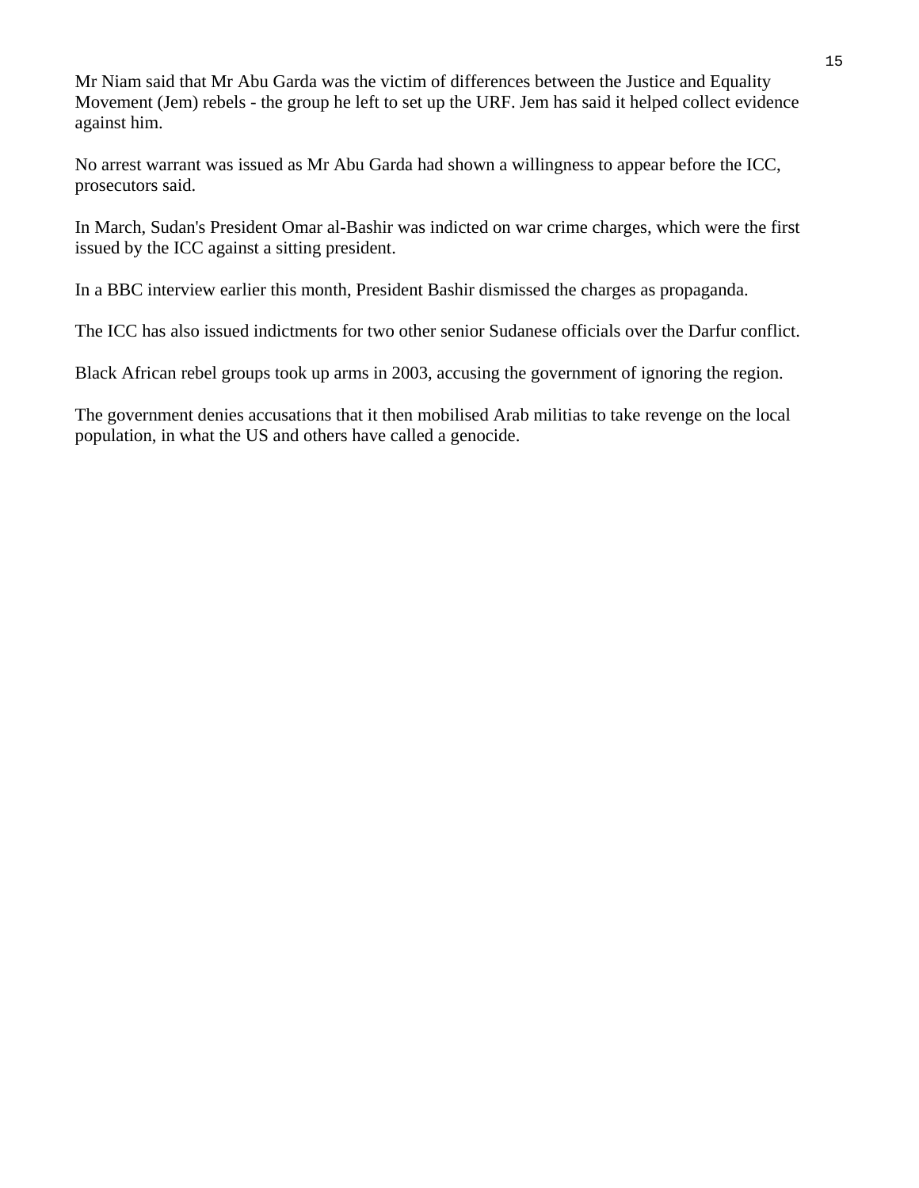Mr Niam said that Mr Abu Garda was the victim of differences between the Justice and Equality Movement (Jem) rebels - the group he left to set up the URF. Jem has said it helped collect evidence against him.

No arrest warrant was issued as Mr Abu Garda had shown a willingness to appear before the ICC, prosecutors said.

In March, Sudan's President Omar al-Bashir was indicted on war crime charges, which were the first issued by the ICC against a sitting president.

In a BBC interview earlier this month, President Bashir dismissed the charges as propaganda.

The ICC has also issued indictments for two other senior Sudanese officials over the Darfur conflict.

Black African rebel groups took up arms in 2003, accusing the government of ignoring the region.

The government denies accusations that it then mobilised Arab militias to take revenge on the local population, in what the US and others have called a genocide.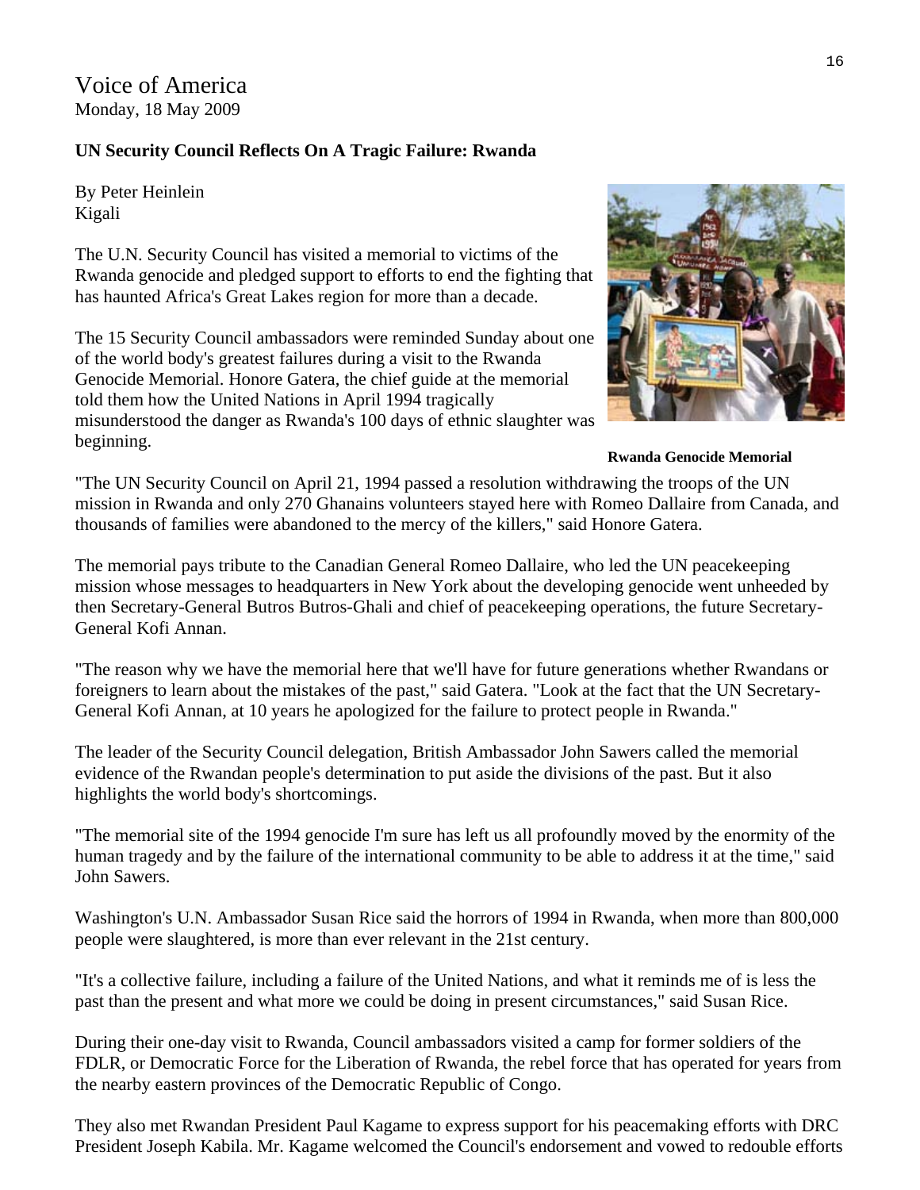Voice of America
Monday, 18 May 2009

**UN Security Council Reflects On A Tragic Failure: Rwanda**

By Peter Heinlein
Kigali

The U.N. Security Council has visited a memorial to victims of the Rwanda genocide and pledged support to efforts to end the fighting that has haunted Africa's Great Lakes region for more than a decade.

The 15 Security Council ambassadors were reminded Sunday about one of the world body's greatest failures during a visit to the Rwanda Genocide Memorial. Honore Gatera, the chief guide at the memorial told them how the United Nations in April 1994 tragically misunderstood the danger as Rwanda's 100 days of ethnic slaughter was beginning.

**Rwanda Genocide Memorial**

"The UN Security Council on April 21, 1994 passed a resolution withdrawing the troops of the UN mission in Rwanda and only 270 Ghanains volunteers stayed here with Romeo Dallaire from Canada, and thousands of families were abandoned to the mercy of the killers," said Honore Gatera.

The memorial pays tribute to the Canadian General Romeo Dallaire, who led the UN peacekeeping mission whose messages to headquarters in New York about the developing genocide went unheeded by then Secretary-General Butros Butros-Ghali and chief of peacekeeping operations, the future Secretary-General Kofi Annan.

"The reason why we have the memorial here that we'll have for future generations whether Rwandans or foreigners to learn about the mistakes of the past," said Gatera. "Look at the fact that the UN Secretary-General Kofi Annan, at 10 years he apologized for the failure to protect people in Rwanda."

The leader of the Security Council delegation, British Ambassador John Sawers called the memorial evidence of the Rwandan people's determination to put aside the divisions of the past. But it also highlights the world body's shortcomings.

"The memorial site of the 1994 genocide I'm sure has left us all profoundly moved by the enormity of the human tragedy and by the failure of the international community to be able to address it at the time," said John Sawers.

Washington's U.N. Ambassador Susan Rice said the horrors of 1994 in Rwanda, when more than 800,000 people were slaughtered, is more than ever relevant in the 21st century.

"It's a collective failure, including a failure of the United Nations, and what it reminds me of is less the past than the present and what more we could be doing in present circumstances," said Susan Rice.

During their one-day visit to Rwanda, Council ambassadors visited a camp for former soldiers of the FDLR, or Democratic Force for the Liberation of Rwanda, the rebel force that has operated for years from the nearby eastern provinces of the Democratic Republic of Congo.

They also met Rwandan President Paul Kagame to express support for his peacemaking efforts with DRC President Joseph Kabila. Mr. Kagame welcomed the Council's endorsement and vowed to redouble efforts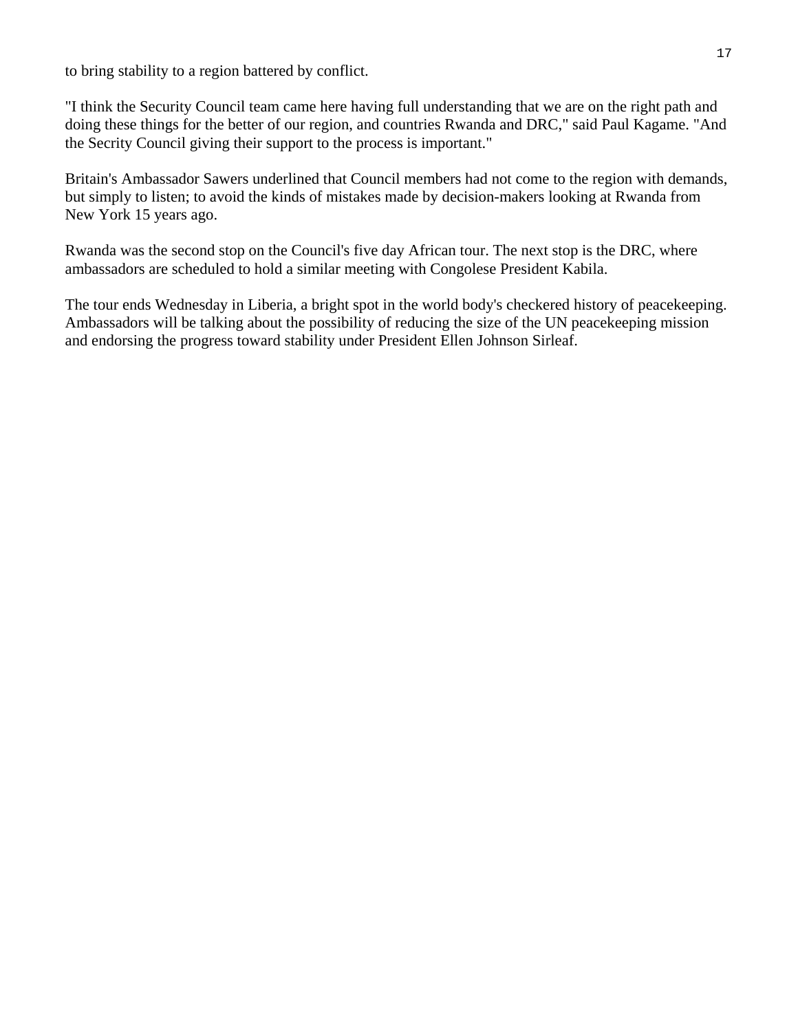to bring stability to a region battered by conflict.

"I think the Security Council team came here having full understanding that we are on the right path and doing these things for the better of our region, and countries Rwanda and DRC," said Paul Kagame. "And the Secrity Council giving their support to the process is important."

Britain's Ambassador Sawers underlined that Council members had not come to the region with demands, but simply to listen; to avoid the kinds of mistakes made by decision-makers looking at Rwanda from New York 15 years ago.

Rwanda was the second stop on the Council's five day African tour. The next stop is the DRC, where ambassadors are scheduled to hold a similar meeting with Congolese President Kabila.

The tour ends Wednesday in Liberia, a bright spot in the world body's checkered history of peacekeeping. Ambassadors will be talking about the possibility of reducing the size of the UN peacekeeping mission and endorsing the progress toward stability under President Ellen Johnson Sirleaf.